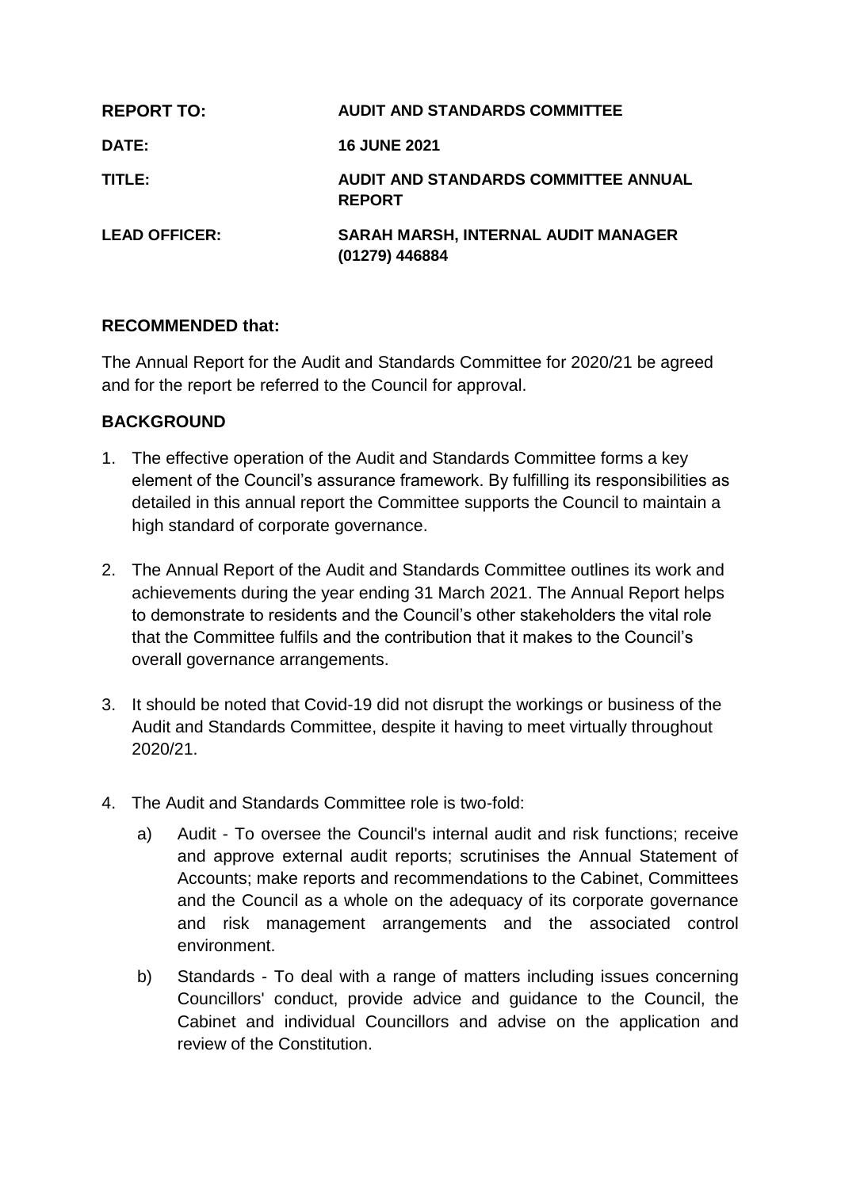| | |
|---|---|
| **REPORT TO:** | **AUDIT AND STANDARDS COMMITTEE** |
| **DATE:** | **16 JUNE 2021** |
| **TITLE:** | **AUDIT AND STANDARDS COMMITTEE ANNUAL REPORT** |
| **LEAD OFFICER:** | **SARAH MARSH, INTERNAL AUDIT MANAGER (01279) 446884** |

## RECOMMENDED that:

The Annual Report for the Audit and Standards Committee for 2020/21 be agreed and for the report be referred to the Council for approval.

## BACKGROUND

1. The effective operation of the Audit and Standards Committee forms a key element of the Council's assurance framework. By fulfilling its responsibilities as detailed in this annual report the Committee supports the Council to maintain a high standard of corporate governance.

2. The Annual Report of the Audit and Standards Committee outlines its work and achievements during the year ending 31 March 2021. The Annual Report helps to demonstrate to residents and the Council's other stakeholders the vital role that the Committee fulfils and the contribution that it makes to the Council's overall governance arrangements.

3. It should be noted that Covid-19 did not disrupt the workings or business of the Audit and Standards Committee, despite it having to meet virtually throughout 2020/21.

4. The Audit and Standards Committee role is two-fold:

   a) Audit - To oversee the Council's internal audit and risk functions; receive and approve external audit reports; scrutinises the Annual Statement of Accounts; make reports and recommendations to the Cabinet, Committees and the Council as a whole on the adequacy of its corporate governance and risk management arrangements and the associated control environment.

   b) Standards - To deal with a range of matters including issues concerning Councillors' conduct, provide advice and guidance to the Council, the Cabinet and individual Councillors and advise on the application and review of the Constitution.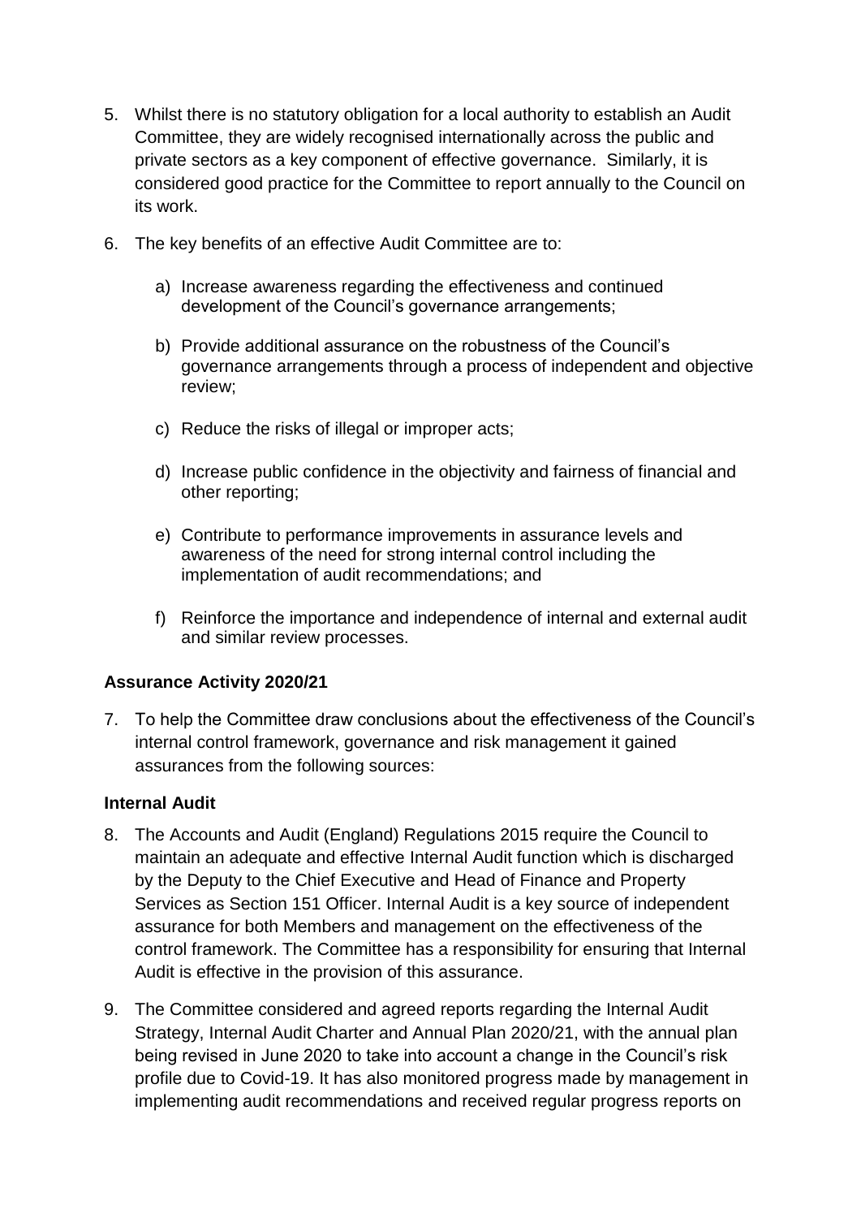5. Whilst there is no statutory obligation for a local authority to establish an Audit Committee, they are widely recognised internationally across the public and private sectors as a key component of effective governance. Similarly, it is considered good practice for the Committee to report annually to the Council on its work.

6. The key benefits of an effective Audit Committee are to:

   a) Increase awareness regarding the effectiveness and continued development of the Council's governance arrangements;

   b) Provide additional assurance on the robustness of the Council's governance arrangements through a process of independent and objective review;

   c) Reduce the risks of illegal or improper acts;

   d) Increase public confidence in the objectivity and fairness of financial and other reporting;

   e) Contribute to performance improvements in assurance levels and awareness of the need for strong internal control including the implementation of audit recommendations; and

   f) Reinforce the importance and independence of internal and external audit and similar review processes.

**Assurance Activity 2020/21**

7. To help the Committee draw conclusions about the effectiveness of the Council's internal control framework, governance and risk management it gained assurances from the following sources:

**Internal Audit**

8. The Accounts and Audit (England) Regulations 2015 require the Council to maintain an adequate and effective Internal Audit function which is discharged by the Deputy to the Chief Executive and Head of Finance and Property Services as Section 151 Officer. Internal Audit is a key source of independent assurance for both Members and management on the effectiveness of the control framework. The Committee has a responsibility for ensuring that Internal Audit is effective in the provision of this assurance.

9. The Committee considered and agreed reports regarding the Internal Audit Strategy, Internal Audit Charter and Annual Plan 2020/21, with the annual plan being revised in June 2020 to take into account a change in the Council's risk profile due to Covid-19. It has also monitored progress made by management in implementing audit recommendations and received regular progress reports on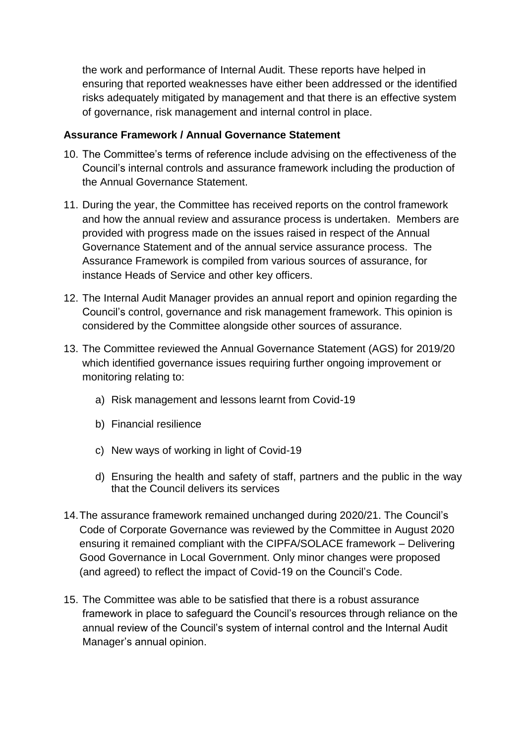the work and performance of Internal Audit. These reports have helped in ensuring that reported weaknesses have either been addressed or the identified risks adequately mitigated by management and that there is an effective system of governance, risk management and internal control in place.

**Assurance Framework / Annual Governance Statement**

10. The Committee's terms of reference include advising on the effectiveness of the Council's internal controls and assurance framework including the production of the Annual Governance Statement.

11. During the year, the Committee has received reports on the control framework and how the annual review and assurance process is undertaken. Members are provided with progress made on the issues raised in respect of the Annual Governance Statement and of the annual service assurance process. The Assurance Framework is compiled from various sources of assurance, for instance Heads of Service and other key officers.

12. The Internal Audit Manager provides an annual report and opinion regarding the Council's control, governance and risk management framework. This opinion is considered by the Committee alongside other sources of assurance.

13. The Committee reviewed the Annual Governance Statement (AGS) for 2019/20 which identified governance issues requiring further ongoing improvement or monitoring relating to:

    a) Risk management and lessons learnt from Covid-19

    b) Financial resilience

    c) New ways of working in light of Covid-19

    d) Ensuring the health and safety of staff, partners and the public in the way that the Council delivers its services

14. The assurance framework remained unchanged during 2020/21. The Council's Code of Corporate Governance was reviewed by the Committee in August 2020 ensuring it remained compliant with the CIPFA/SOLACE framework – Delivering Good Governance in Local Government. Only minor changes were proposed (and agreed) to reflect the impact of Covid-19 on the Council's Code.

15. The Committee was able to be satisfied that there is a robust assurance framework in place to safeguard the Council's resources through reliance on the annual review of the Council's system of internal control and the Internal Audit Manager's annual opinion.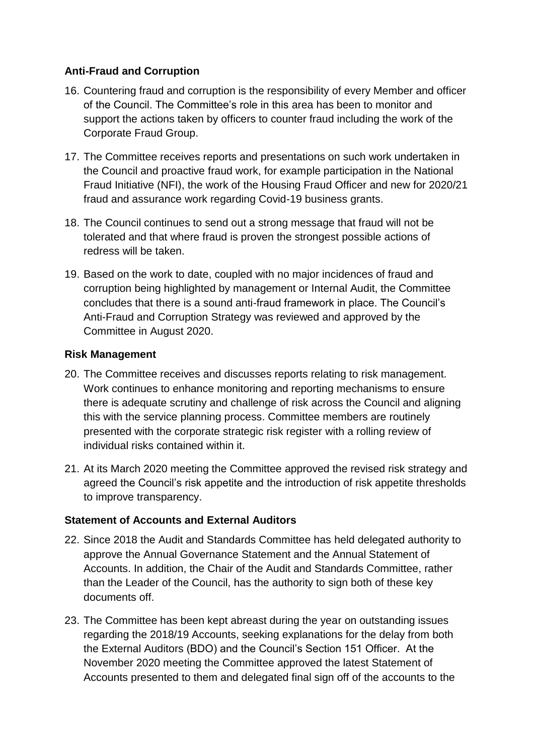## Anti-Fraud and Corruption

16. Countering fraud and corruption is the responsibility of every Member and officer of the Council. The Committee's role in this area has been to monitor and support the actions taken by officers to counter fraud including the work of the Corporate Fraud Group.

17. The Committee receives reports and presentations on such work undertaken in the Council and proactive fraud work, for example participation in the National Fraud Initiative (NFI), the work of the Housing Fraud Officer and new for 2020/21 fraud and assurance work regarding Covid-19 business grants.

18. The Council continues to send out a strong message that fraud will not be tolerated and that where fraud is proven the strongest possible actions of redress will be taken.

19. Based on the work to date, coupled with no major incidences of fraud and corruption being highlighted by management or Internal Audit, the Committee concludes that there is a sound anti-fraud framework in place. The Council's Anti-Fraud and Corruption Strategy was reviewed and approved by the Committee in August 2020.

## Risk Management

20. The Committee receives and discusses reports relating to risk management. Work continues to enhance monitoring and reporting mechanisms to ensure there is adequate scrutiny and challenge of risk across the Council and aligning this with the service planning process. Committee members are routinely presented with the corporate strategic risk register with a rolling review of individual risks contained within it.

21. At its March 2020 meeting the Committee approved the revised risk strategy and agreed the Council's risk appetite and the introduction of risk appetite thresholds to improve transparency.

## Statement of Accounts and External Auditors

22. Since 2018 the Audit and Standards Committee has held delegated authority to approve the Annual Governance Statement and the Annual Statement of Accounts. In addition, the Chair of the Audit and Standards Committee, rather than the Leader of the Council, has the authority to sign both of these key documents off.

23. The Committee has been kept abreast during the year on outstanding issues regarding the 2018/19 Accounts, seeking explanations for the delay from both the External Auditors (BDO) and the Council's Section 151 Officer. At the November 2020 meeting the Committee approved the latest Statement of Accounts presented to them and delegated final sign off of the accounts to the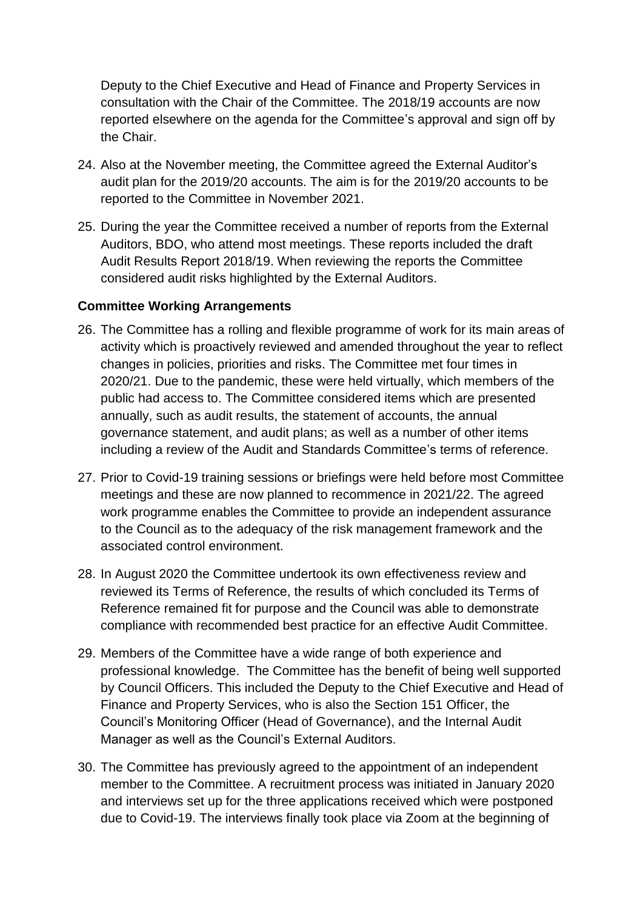Deputy to the Chief Executive and Head of Finance and Property Services in consultation with the Chair of the Committee. The 2018/19 accounts are now reported elsewhere on the agenda for the Committee's approval and sign off by the Chair.

24. Also at the November meeting, the Committee agreed the External Auditor's audit plan for the 2019/20 accounts. The aim is for the 2019/20 accounts to be reported to the Committee in November 2021.

25. During the year the Committee received a number of reports from the External Auditors, BDO, who attend most meetings. These reports included the draft Audit Results Report 2018/19. When reviewing the reports the Committee considered audit risks highlighted by the External Auditors.

**Committee Working Arrangements**

26. The Committee has a rolling and flexible programme of work for its main areas of activity which is proactively reviewed and amended throughout the year to reflect changes in policies, priorities and risks. The Committee met four times in 2020/21. Due to the pandemic, these were held virtually, which members of the public had access to. The Committee considered items which are presented annually, such as audit results, the statement of accounts, the annual governance statement, and audit plans; as well as a number of other items including a review of the Audit and Standards Committee's terms of reference.

27. Prior to Covid-19 training sessions or briefings were held before most Committee meetings and these are now planned to recommence in 2021/22. The agreed work programme enables the Committee to provide an independent assurance to the Council as to the adequacy of the risk management framework and the associated control environment.

28. In August 2020 the Committee undertook its own effectiveness review and reviewed its Terms of Reference, the results of which concluded its Terms of Reference remained fit for purpose and the Council was able to demonstrate compliance with recommended best practice for an effective Audit Committee.

29. Members of the Committee have a wide range of both experience and professional knowledge. The Committee has the benefit of being well supported by Council Officers. This included the Deputy to the Chief Executive and Head of Finance and Property Services, who is also the Section 151 Officer, the Council's Monitoring Officer (Head of Governance), and the Internal Audit Manager as well as the Council's External Auditors.

30. The Committee has previously agreed to the appointment of an independent member to the Committee. A recruitment process was initiated in January 2020 and interviews set up for the three applications received which were postponed due to Covid-19. The interviews finally took place via Zoom at the beginning of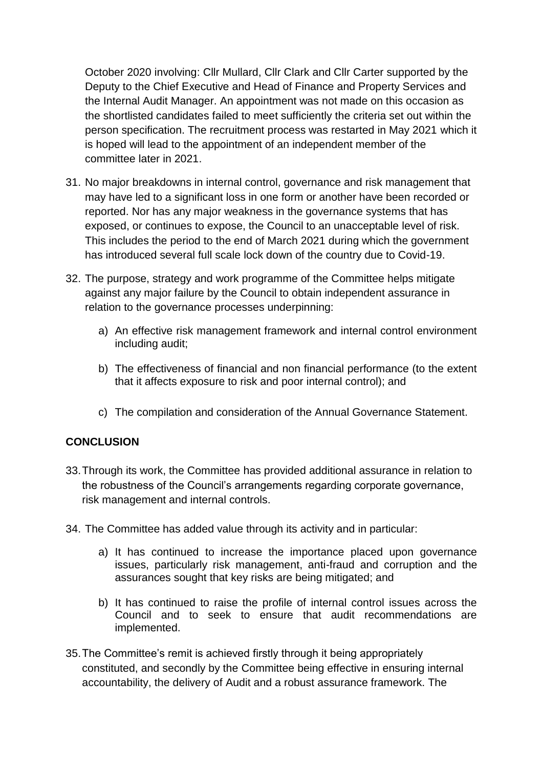October 2020 involving: Cllr Mullard, Cllr Clark and Cllr Carter supported by the Deputy to the Chief Executive and Head of Finance and Property Services and the Internal Audit Manager. An appointment was not made on this occasion as the shortlisted candidates failed to meet sufficiently the criteria set out within the person specification. The recruitment process was restarted in May 2021 which it is hoped will lead to the appointment of an independent member of the committee later in 2021.

31. No major breakdowns in internal control, governance and risk management that may have led to a significant loss in one form or another have been recorded or reported. Nor has any major weakness in the governance systems that has exposed, or continues to expose, the Council to an unacceptable level of risk. This includes the period to the end of March 2021 during which the government has introduced several full scale lock down of the country due to Covid-19.

32. The purpose, strategy and work programme of the Committee helps mitigate against any major failure by the Council to obtain independent assurance in relation to the governance processes underpinning:

    a) An effective risk management framework and internal control environment including audit;

    b) The effectiveness of financial and non financial performance (to the extent that it affects exposure to risk and poor internal control); and

    c) The compilation and consideration of the Annual Governance Statement.

## CONCLUSION

33. Through its work, the Committee has provided additional assurance in relation to the robustness of the Council's arrangements regarding corporate governance, risk management and internal controls.

34. The Committee has added value through its activity and in particular:

    a) It has continued to increase the importance placed upon governance issues, particularly risk management, anti-fraud and corruption and the assurances sought that key risks are being mitigated; and

    b) It has continued to raise the profile of internal control issues across the Council and to seek to ensure that audit recommendations are implemented.

35. The Committee's remit is achieved firstly through it being appropriately constituted, and secondly by the Committee being effective in ensuring internal accountability, the delivery of Audit and a robust assurance framework. The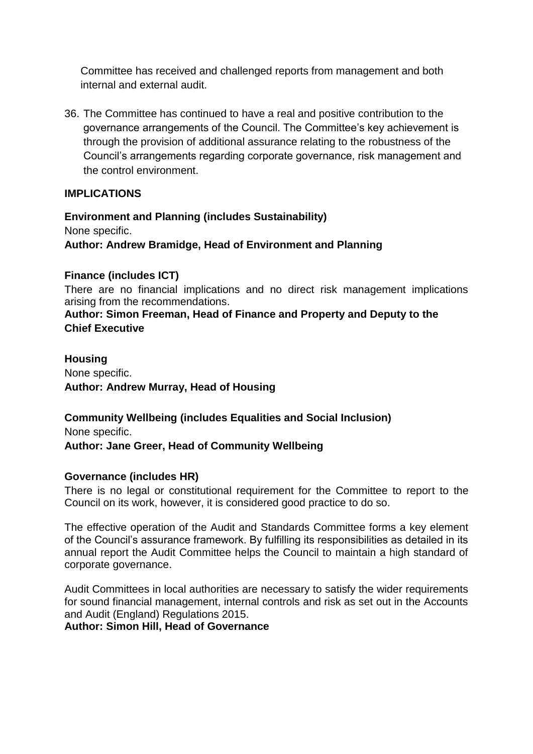Committee has received and challenged reports from management and both internal and external audit.

36. The Committee has continued to have a real and positive contribution to the governance arrangements of the Council. The Committee's key achievement is through the provision of additional assurance relating to the robustness of the Council's arrangements regarding corporate governance, risk management and the control environment.

**IMPLICATIONS**

**Environment and Planning (includes Sustainability)**

None specific.

**Author: Andrew Bramidge, Head of Environment and Planning**

**Finance (includes ICT)**

There are no financial implications and no direct risk management implications arising from the recommendations.

**Author: Simon Freeman, Head of Finance and Property and Deputy to the Chief Executive**

**Housing**

None specific.

**Author: Andrew Murray, Head of Housing**

**Community Wellbeing (includes Equalities and Social Inclusion)**

None specific.

**Author: Jane Greer, Head of Community Wellbeing**

**Governance (includes HR)**

There is no legal or constitutional requirement for the Committee to report to the Council on its work, however, it is considered good practice to do so.

The effective operation of the Audit and Standards Committee forms a key element of the Council's assurance framework. By fulfilling its responsibilities as detailed in its annual report the Audit Committee helps the Council to maintain a high standard of corporate governance.

Audit Committees in local authorities are necessary to satisfy the wider requirements for sound financial management, internal controls and risk as set out in the Accounts and Audit (England) Regulations 2015.

**Author: Simon Hill, Head of Governance**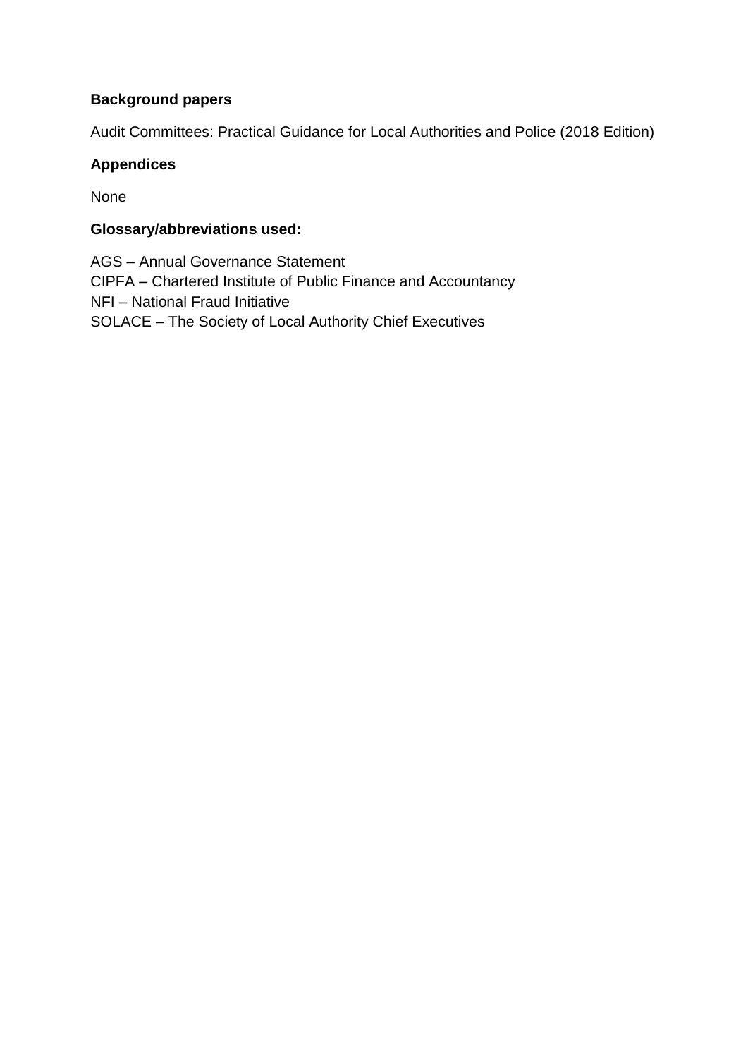**Background papers**

Audit Committees: Practical Guidance for Local Authorities and Police (2018 Edition)

**Appendices**

None

**Glossary/abbreviations used:**

AGS – Annual Governance Statement
CIPFA – Chartered Institute of Public Finance and Accountancy
NFI – National Fraud Initiative
SOLACE – The Society of Local Authority Chief Executives